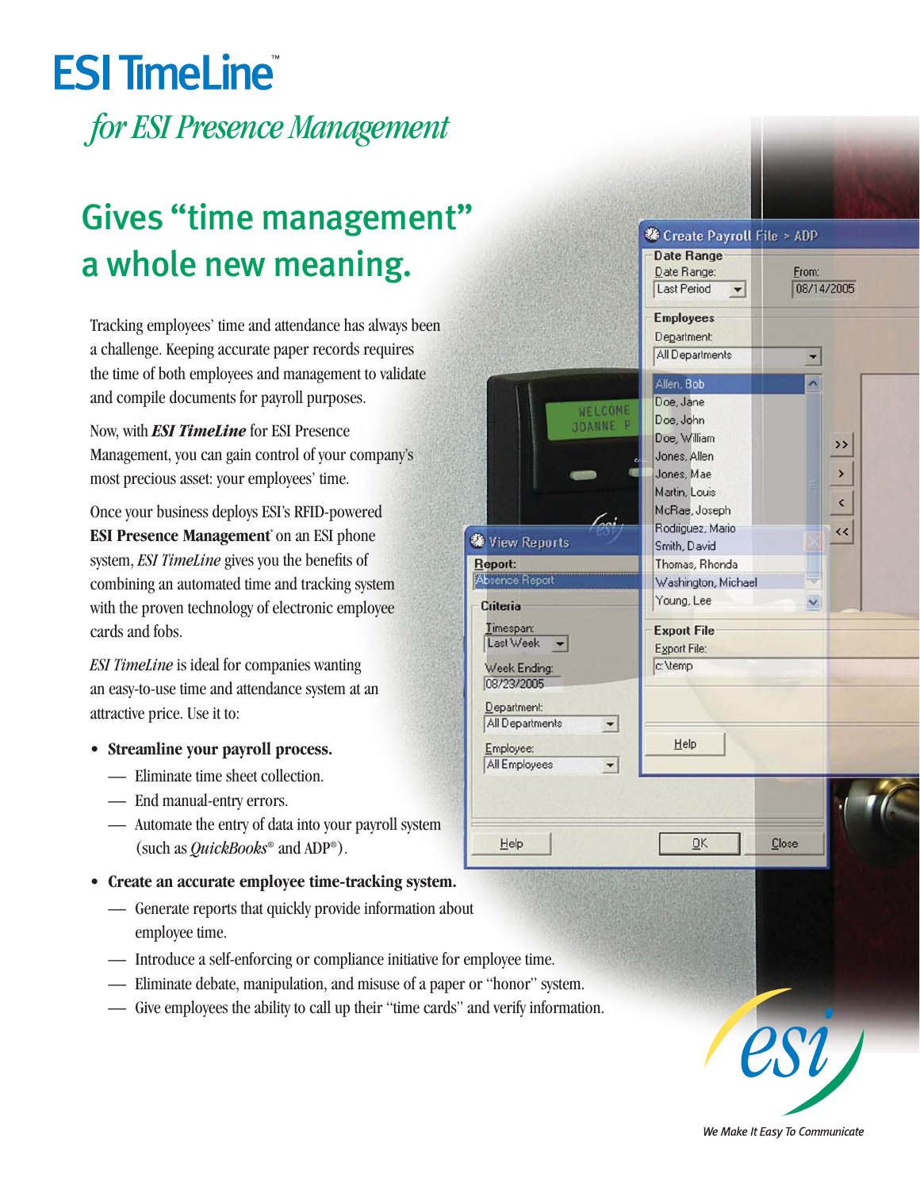# ESI TimeLine™

## *for ESI Presence Management*

## Gives "time management" a whole new meaning.

Tracking employees' time and attendance has always been a challenge. Keeping accurate paper records requires the time of both employees and management to validate and compile documents for payroll purposes.

Now, with ***ESI TimeLine*** for ESI Presence Management, you can gain control of your company's most precious asset: your employees' time.

Once your business deploys ESI's RFID-powered **ESI Presence Management**® on an ESI phone system, *ESI TimeLine* gives you the benefits of combining an automated time and tracking system with the proven technology of electronic employee cards and fobs.

*ESI TimeLine* is ideal for companies wanting an easy-to-use time and attendance system at an attractive price. Use it to:

- **Streamline your payroll process.**
  - Eliminate time sheet collection.
  - End manual-entry errors.
  - Automate the entry of data into your payroll system (such as *QuickBooks*® and ADP®).
- **Create an accurate employee time-tracking system.**
  - Generate reports that quickly provide information about employee time.
  - Introduce a self-enforcing or compliance initiative for employee time.
  - Eliminate debate, manipulation, and misuse of a paper or "honor" system.
  - Give employees the ability to call up their "time cards" and verify information.

*We Make It Easy To Communicate*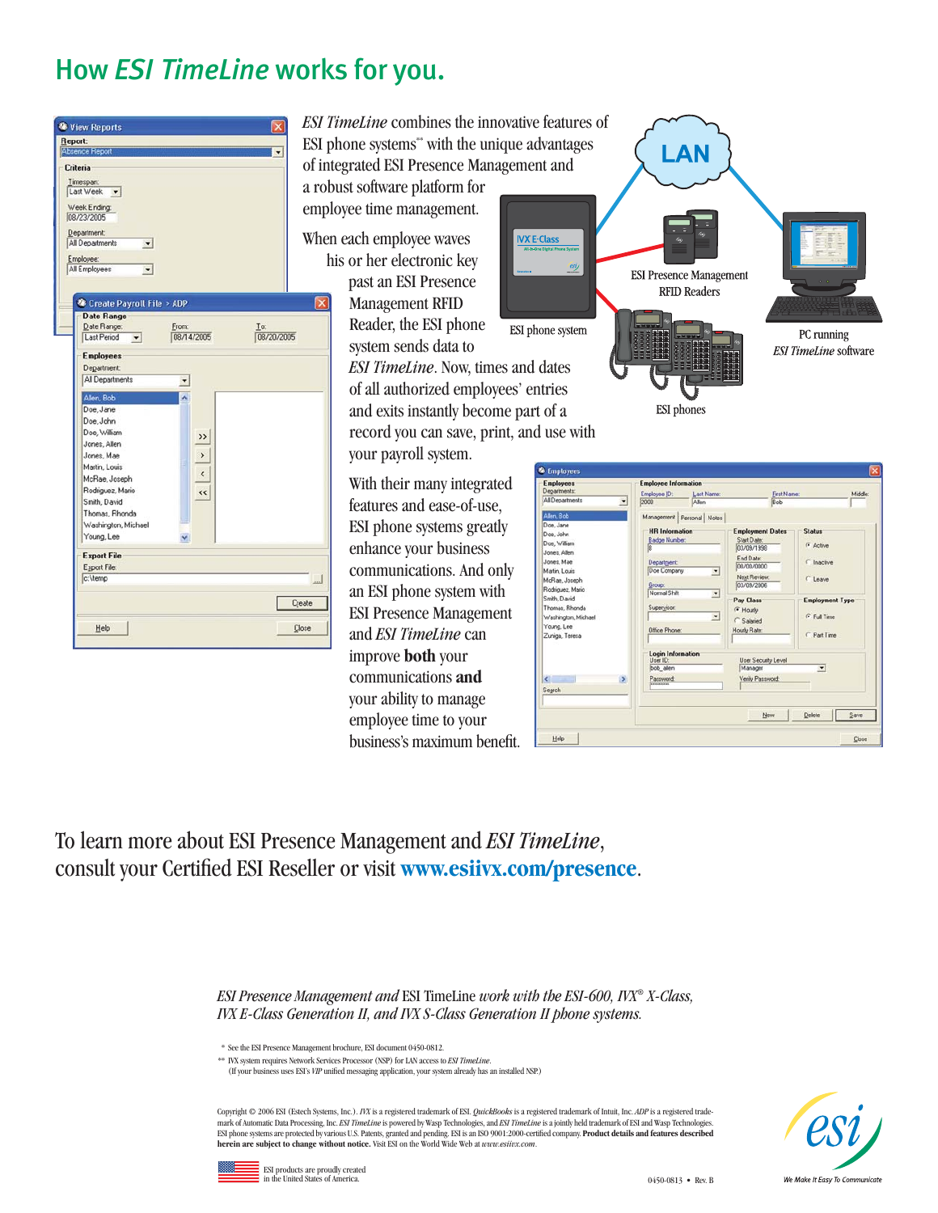# How *ESI TimeLine* works for you.

*ESI TimeLine* combines the innovative features of ESI phone systems** with the unique advantages of integrated ESI Presence Management and a robust software platform for employee time management.

When each employee waves his or her electronic key past an ESI Presence Management RFID Reader, the ESI phone system sends data to *ESI TimeLine*. Now, times and dates of all authorized employees' entries and exits instantly become part of a record you can save, print, and use with your payroll system.

With their many integrated features and ease-of-use, ESI phone systems greatly enhance your communications. And only an ESI phone system with ESI Presence Management and *ESI TimeLine* can improve **both** your communications **and** your ability to manage employee time to your business's maximum benefit.

LAN

ESI phone system

ESI Presence Management RFID Readers

PC running *ESI TimeLine* software

ESI phones

To learn more about ESI Presence Management and *ESI TimeLine*, consult your Certified ESI Reseller or visit **www.esiivx.com/presence**.

*ESI Presence Management and* ESI TimeLine *work with the ESI-600, IVX® X-Class, IVX E-Class Generation II, and IVX S-Class Generation II phone systems.*

\* See the ESI Presence Management brochure, ESI document 0450-0812.

\*\* IVX system requires Network Services Processor (NSP) for LAN access to *ESI TimeLine*. (If your business uses ESI's *VIP* unified messaging application, your system already has an installed NSP.)

Copyright © 2006 ESI (Estech Systems, Inc.). *IVX* is a registered trademark of ESI. *QuickBooks* is a registered trademark of Intuit, Inc. *ADP* is a registered trademark of Automatic Data Processing, Inc. *ESI TimeLine* is powered by Wasp Technologies, and *ESI TimeLine* is a jointly held trademark of ESI and Wasp Technologies. ESI phone systems are protected by various U.S. Patents, granted and pending. ESI is an ISO 9001:2000-certified company. **Product details and features described herein are subject to change without notice.** Visit ESI on the World Wide Web at *www.esiivx.com*.

ESI products are proudly created in the United States of America.

0450-0813 • Rev. B

We Make It Easy To Communicate